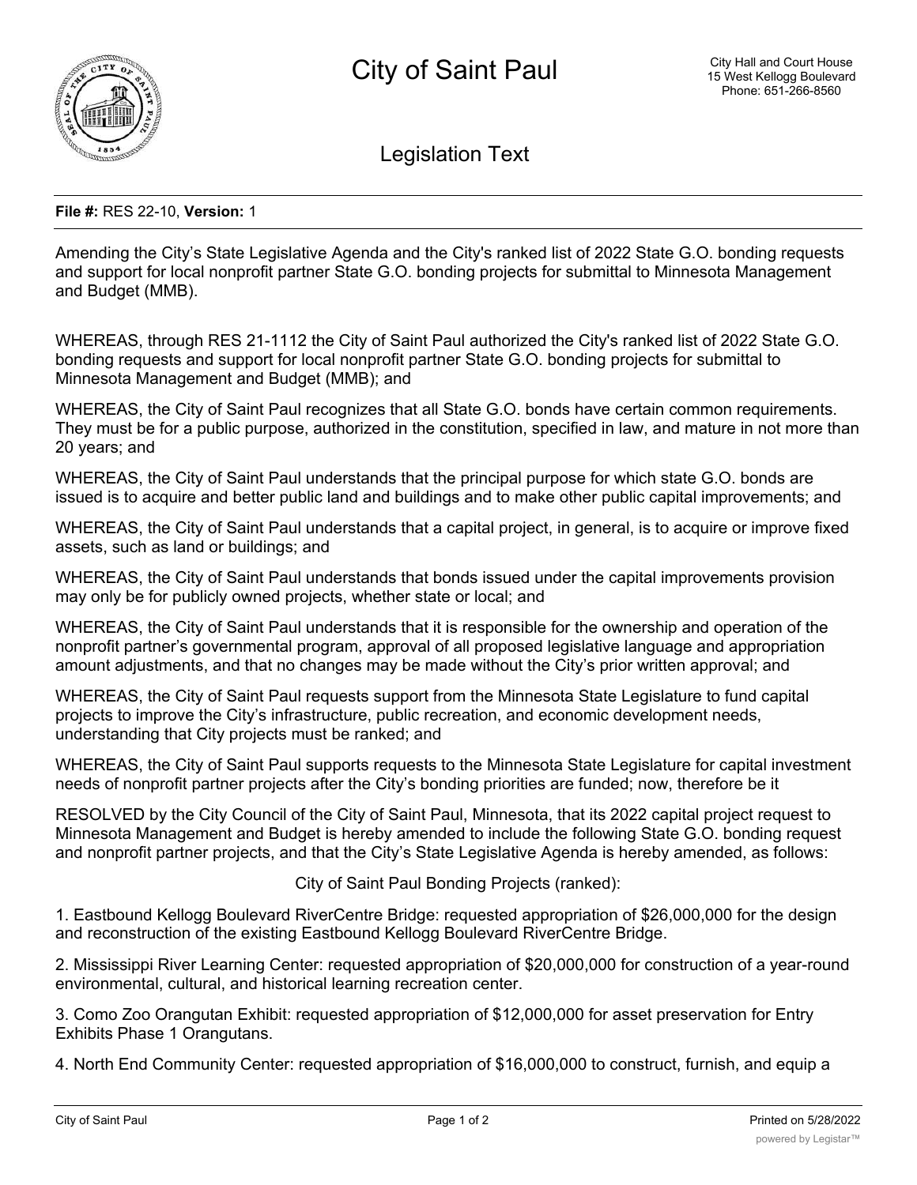# City of Saint Paul

City Hall and Court House
15 West Kellogg Boulevard
Phone: 651-266-8560

## Legislation Text

**File #:** RES 22-10, **Version:** 1

Amending the City's State Legislative Agenda and the City's ranked list of 2022 State G.O. bonding requests and support for local nonprofit partner State G.O. bonding projects for submittal to Minnesota Management and Budget (MMB).

WHEREAS, through RES 21-1112 the City of Saint Paul authorized the City's ranked list of 2022 State G.O. bonding requests and support for local nonprofit partner State G.O. bonding projects for submittal to Minnesota Management and Budget (MMB); and

WHEREAS, the City of Saint Paul recognizes that all State G.O. bonds have certain common requirements. They must be for a public purpose, authorized in the constitution, specified in law, and mature in not more than 20 years; and

WHEREAS, the City of Saint Paul understands that the principal purpose for which state G.O. bonds are issued is to acquire and better public land and buildings and to make other public capital improvements; and

WHEREAS, the City of Saint Paul understands that a capital project, in general, is to acquire or improve fixed assets, such as land or buildings; and

WHEREAS, the City of Saint Paul understands that bonds issued under the capital improvements provision may only be for publicly owned projects, whether state or local; and

WHEREAS, the City of Saint Paul understands that it is responsible for the ownership and operation of the nonprofit partner's governmental program, approval of all proposed legislative language and appropriation amount adjustments, and that no changes may be made without the City's prior written approval; and

WHEREAS, the City of Saint Paul requests support from the Minnesota State Legislature to fund capital projects to improve the City's infrastructure, public recreation, and economic development needs, understanding that City projects must be ranked; and

WHEREAS, the City of Saint Paul supports requests to the Minnesota State Legislature for capital investment needs of nonprofit partner projects after the City's bonding priorities are funded; now, therefore be it

RESOLVED by the City Council of the City of Saint Paul, Minnesota, that its 2022 capital project request to Minnesota Management and Budget is hereby amended to include the following State G.O. bonding request and nonprofit partner projects, and that the City's State Legislative Agenda is hereby amended, as follows:

City of Saint Paul Bonding Projects (ranked):

1. Eastbound Kellogg Boulevard RiverCentre Bridge: requested appropriation of $26,000,000 for the design and reconstruction of the existing Eastbound Kellogg Boulevard RiverCentre Bridge.

2. Mississippi River Learning Center: requested appropriation of $20,000,000 for construction of a year-round environmental, cultural, and historical learning recreation center.

3. Como Zoo Orangutan Exhibit: requested appropriation of $12,000,000 for asset preservation for Entry Exhibits Phase 1 Orangutans.

4. North End Community Center: requested appropriation of $16,000,000 to construct, furnish, and equip a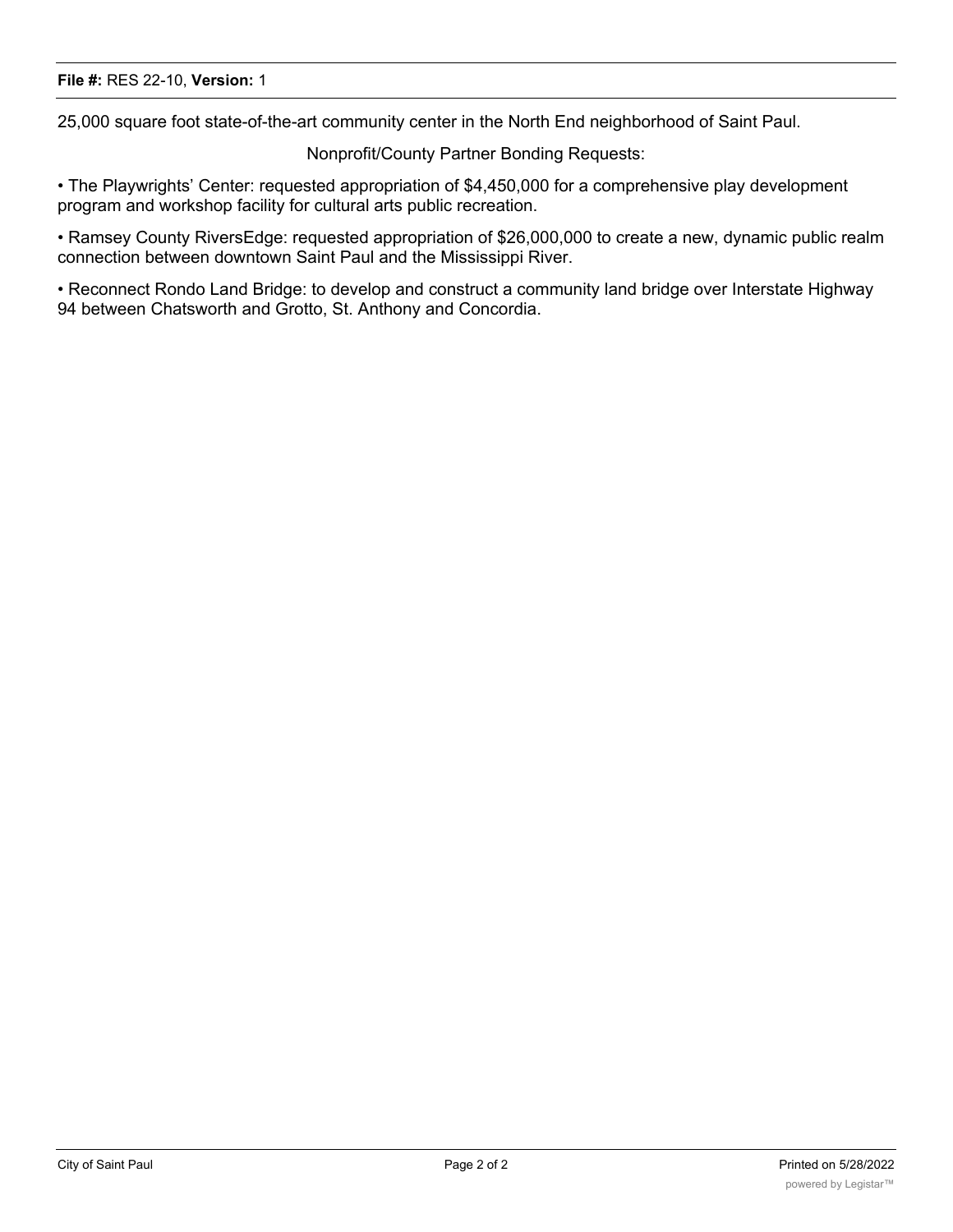25,000 square foot state-of-the-art community center in the North End neighborhood of Saint Paul.

Nonprofit/County Partner Bonding Requests:

• The Playwrights' Center: requested appropriation of $4,450,000 for a comprehensive play development program and workshop facility for cultural arts public recreation.

• Ramsey County RiversEdge: requested appropriation of $26,000,000 to create a new, dynamic public realm connection between downtown Saint Paul and the Mississippi River.

• Reconnect Rondo Land Bridge: to develop and construct a community land bridge over Interstate Highway 94 between Chatsworth and Grotto, St. Anthony and Concordia.